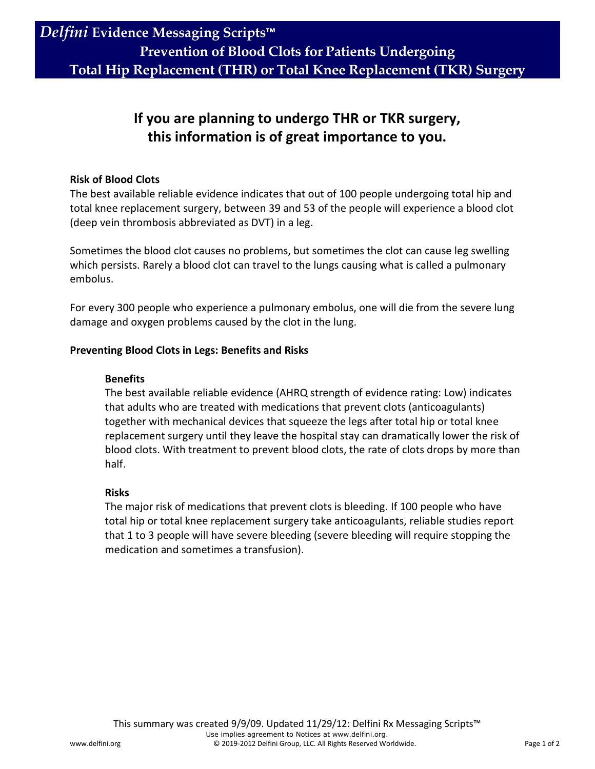# *Delfini* Evidence Messaging Scripts™

## Prevention of Blood Clots for Patients Undergoing Total Hip Replacement (THR) or Total Knee Replacement (TKR) Surgery

## If you are planning to undergo THR or TKR surgery, this information is of great importance to you.

### Risk of Blood Clots

The best available reliable evidence indicates that out of 100 people undergoing total hip and total knee replacement surgery, between 39 and 53 of the people will experience a blood clot (deep vein thrombosis abbreviated as DVT) in a leg.

Sometimes the blood clot causes no problems, but sometimes the clot can cause leg swelling which persists. Rarely a blood clot can travel to the lungs causing what is called a pulmonary embolus.

For every 300 people who experience a pulmonary embolus, one will die from the severe lung damage and oxygen problems caused by the clot in the lung.

### Preventing Blood Clots in Legs: Benefits and Risks

#### Benefits

The best available reliable evidence (AHRQ strength of evidence rating: Low) indicates that adults who are treated with medications that prevent clots (anticoagulants) together with mechanical devices that squeeze the legs after total hip or total knee replacement surgery until they leave the hospital stay can dramatically lower the risk of blood clots. With treatment to prevent blood clots, the rate of clots drops by more than half.

#### Risks

The major risk of medications that prevent clots is bleeding. If 100 people who have total hip or total knee replacement surgery take anticoagulants, reliable studies report that 1 to 3 people will have severe bleeding (severe bleeding will require stopping the medication and sometimes a transfusion).

This summary was created 9/9/09. Updated 11/29/12: Delfini Rx Messaging Scripts™

Use implies agreement to Notices at www.delfini.org.

© 2019-2012 Delfini Group, LLC. All Rights Reserved Worldwide.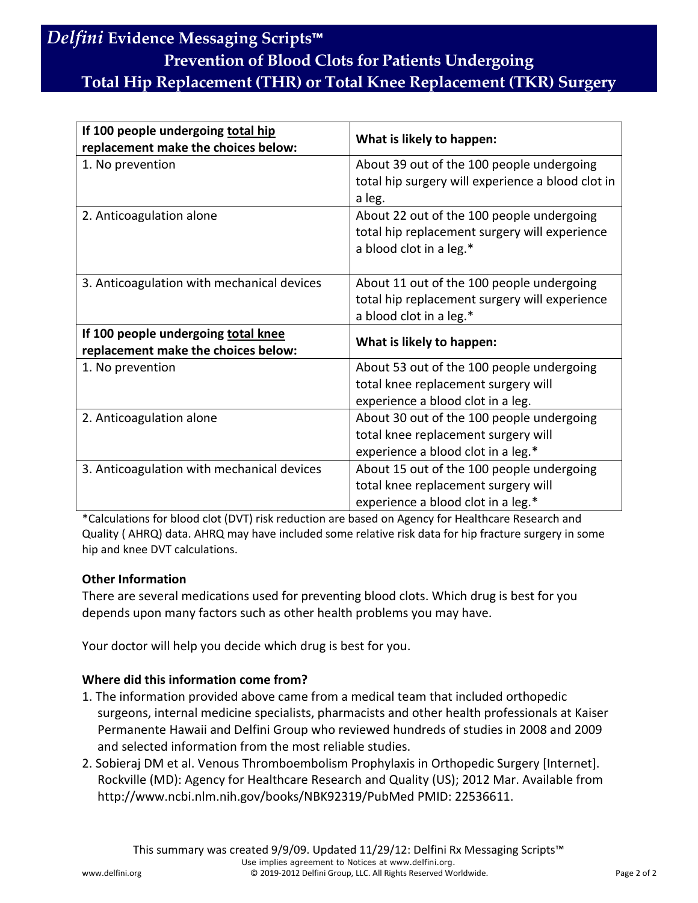# *Delfini* Evidence Messaging Scripts™

## Prevention of Blood Clots for Patients Undergoing Total Hip Replacement (THR) or Total Knee Replacement (TKR) Surgery

| If 100 people undergoing total hip replacement make the choices below: | What is likely to happen: |
|---|---|
| 1. No prevention | About 39 out of the 100 people undergoing total hip surgery will experience a blood clot in a leg. |
| 2. Anticoagulation alone | About 22 out of the 100 people undergoing total hip replacement surgery will experience a blood clot in a leg.* |
| 3. Anticoagulation with mechanical devices | About 11 out of the 100 people undergoing total hip replacement surgery will experience a blood clot in a leg.* |
| **If 100 people undergoing total knee replacement make the choices below:** | **What is likely to happen:** |
| 1. No prevention | About 53 out of the 100 people undergoing total knee replacement surgery will experience a blood clot in a leg. |
| 2. Anticoagulation alone | About 30 out of the 100 people undergoing total knee replacement surgery will experience a blood clot in a leg.* |
| 3. Anticoagulation with mechanical devices | About 15 out of the 100 people undergoing total knee replacement surgery will experience a blood clot in a leg.* |

*Calculations for blood clot (DVT) risk reduction are based on Agency for Healthcare Research and Quality ( AHRQ) data. AHRQ may have included some relative risk data for hip fracture surgery in some hip and knee DVT calculations.

### Other Information

There are several medications used for preventing blood clots. Which drug is best for you depends upon many factors such as other health problems you may have.

Your doctor will help you decide which drug is best for you.

### Where did this information come from?

1. The information provided above came from a medical team that included orthopedic surgeons, internal medicine specialists, pharmacists and other health professionals at Kaiser Permanente Hawaii and Delfini Group who reviewed hundreds of studies in 2008 and 2009 and selected information from the most reliable studies.
2. Sobieraj DM et al. Venous Thromboembolism Prophylaxis in Orthopedic Surgery [Internet]. Rockville (MD): Agency for Healthcare Research and Quality (US); 2012 Mar. Available from http://www.ncbi.nlm.nih.gov/books/NBK92319/PubMed PMID: 22536611.

This summary was created 9/9/09. Updated 11/29/12: Delfini Rx Messaging Scripts™

Use implies agreement to Notices at www.delfini.org.

www.delfini.org © 2019-2012 Delfini Group, LLC. All Rights Reserved Worldwide.